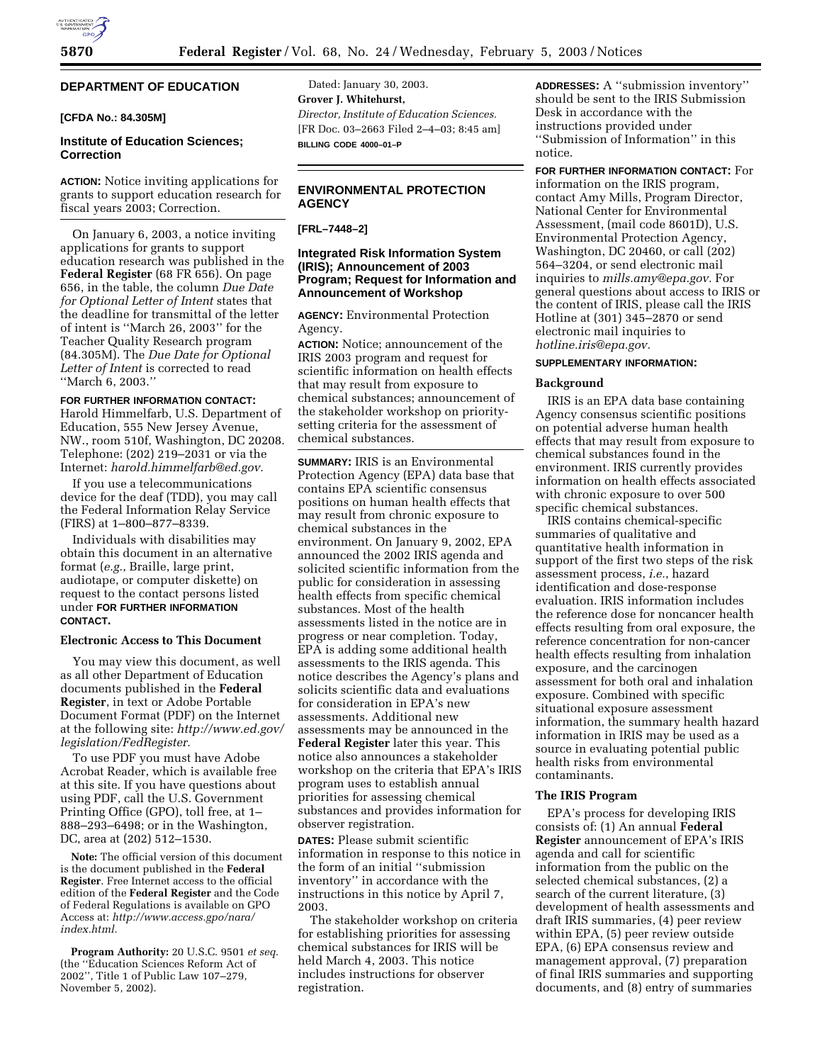## DEPARTMENT OF EDUCATION

**[CFDA No.: 84.305M]**

### Institute of Education Sciences; Correction

**ACTION:** Notice inviting applications for grants to support education research for fiscal years 2003; Correction.

On January 6, 2003, a notice inviting applications for grants to support education research was published in the **Federal Register** (68 FR 656). On page 656, in the table, the column *Due Date for Optional Letter of Intent* states that the deadline for transmittal of the letter of intent is ''March 26, 2003'' for the Teacher Quality Research program (84.305M). The *Due Date for Optional Letter of Intent* is corrected to read ''March 6, 2003.''

**FOR FURTHER INFORMATION CONTACT:** Harold Himmelfarb, U.S. Department of Education, 555 New Jersey Avenue, NW., room 510f, Washington, DC 20208. Telephone: (202) 219–2031 or via the Internet: *harold.himmelfarb@ed.gov.*

If you use a telecommunications device for the deaf (TDD), you may call the Federal Information Relay Service (FIRS) at 1–800–877–8339.

Individuals with disabilities may obtain this document in an alternative format (*e.g.*, Braille, large print, audiotape, or computer diskette) on request to the contact persons listed under **FOR FURTHER INFORMATION CONTACT.**

#### Electronic Access to This Document

You may view this document, as well as all other Department of Education documents published in the **Federal Register**, in text or Adobe Portable Document Format (PDF) on the Internet at the following site: *http://www.ed.gov/legislation/FedRegister.*

To use PDF you must have Adobe Acrobat Reader, which is available free at this site. If you have questions about using PDF, call the U.S. Government Printing Office (GPO), toll free, at 1–888–293–6498; or in the Washington, DC, area at (202) 512–1530.

**Note:** The official version of this document is the document published in the **Federal Register**. Free Internet access to the official edition of the **Federal Register** and the Code of Federal Regulations is available on GPO Access at: *http://www.access.gpo/nara/index.html.*

**Program Authority:** 20 U.S.C. 9501 *et seq.* (the ''Education Sciences Reform Act of 2002'', Title 1 of Public Law 107–279, November 5, 2002).

Dated: January 30, 2003.

**Grover J. Whitehurst,**

*Director, Institute of Education Sciences.*

[FR Doc. 03–2663 Filed 2–4–03; 8:45 am]

**BILLING CODE 4000–01–P**

---

## ENVIRONMENTAL PROTECTION AGENCY

**[FRL–7448–2]**

### Integrated Risk Information System (IRIS); Announcement of 2003 Program; Request for Information and Announcement of Workshop

**AGENCY:** Environmental Protection Agency.

**ACTION:** Notice; announcement of the IRIS 2003 program and request for scientific information on health effects that may result from exposure to chemical substances; announcement of the stakeholder workshop on priority-setting criteria for the assessment of chemical substances.

**SUMMARY:** IRIS is an Environmental Protection Agency (EPA) data base that contains EPA scientific consensus positions on human health effects that may result from chronic exposure to chemical substances in the environment. On January 9, 2002, EPA announced the 2002 IRIS agenda and solicited scientific information from the public for consideration in assessing health effects from specific chemical substances. Most of the health assessments listed in the notice are in progress or near completion. Today, EPA is adding some additional health assessments to the IRIS agenda. This notice describes the Agency's plans and solicits scientific data and evaluations for consideration in EPA's new assessments. Additional new assessments may be announced in the **Federal Register** later this year. This notice also announces a stakeholder workshop on the criteria that EPA's IRIS program uses to establish annual priorities for assessing chemical substances and provides information for observer registration.

**DATES:** Please submit scientific information in response to this notice in the form of an initial ''submission inventory'' in accordance with the instructions in this notice by April 7, 2003.

The stakeholder workshop on criteria for establishing priorities for assessing chemical substances for IRIS will be held March 4, 2003. This notice includes instructions for observer registration.

**ADDRESSES:** A ''submission inventory'' should be sent to the IRIS Submission Desk in accordance with the instructions provided under ''Submission of Information'' in this notice.

**FOR FURTHER INFORMATION CONTACT:** For information on the IRIS program, contact Amy Mills, Program Director, National Center for Environmental Assessment, (mail code 8601D), U.S. Environmental Protection Agency, Washington, DC 20460, or call (202) 564–3204, or send electronic mail inquiries to *mills.amy@epa.gov.* For general questions about access to IRIS or the content of IRIS, please call the IRIS Hotline at (301) 345–2870 or send electronic mail inquiries to *hotline.iris@epa.gov.*

**SUPPLEMENTARY INFORMATION:**

#### Background

IRIS is an EPA data base containing Agency consensus scientific positions on potential adverse human health effects that may result from exposure to chemical substances found in the environment. IRIS currently provides information on health effects associated with chronic exposure to over 500 specific chemical substances.

IRIS contains chemical-specific summaries of qualitative and quantitative health information in support of the first two steps of the risk assessment process, *i.e.*, hazard identification and dose-response evaluation. IRIS information includes the reference dose for noncancer health effects resulting from oral exposure, the reference concentration for non-cancer health effects resulting from inhalation exposure, and the carcinogen assessment for both oral and inhalation exposure. Combined with specific situational exposure assessment information, the summary health hazard information in IRIS may be used as a source in evaluating potential public health risks from environmental contaminants.

#### The IRIS Program

EPA's process for developing IRIS consists of: (1) An annual **Federal Register** announcement of EPA's IRIS agenda and call for scientific information from the public on the selected chemical substances, (2) a search of the current literature, (3) development of health assessments and draft IRIS summaries, (4) peer review within EPA, (5) peer review outside EPA, (6) EPA consensus review and management approval, (7) preparation of final IRIS summaries and supporting documents, and (8) entry of summaries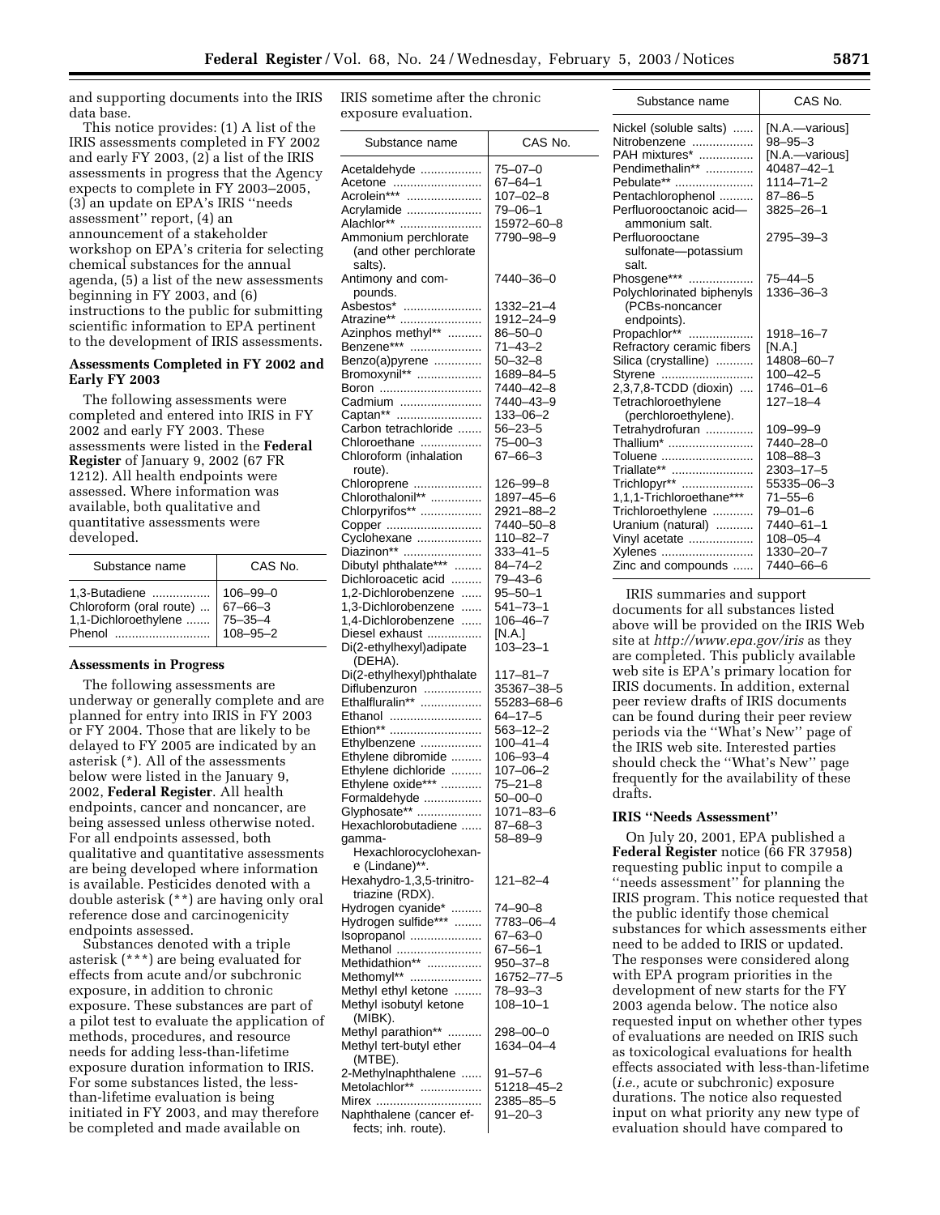and supporting documents into the IRIS data base.

This notice provides: (1) A list of the IRIS assessments completed in FY 2002 and early FY 2003, (2) a list of the IRIS assessments in progress that the Agency expects to complete in FY 2003–2005, (3) an update on EPA's IRIS ''needs assessment'' report, (4) an announcement of a stakeholder workshop on EPA's criteria for selecting chemical substances for the annual agenda, (5) a list of the new assessments beginning in FY 2003, and (6) instructions to the public for submitting scientific information to EPA pertinent to the development of IRIS assessments.

**Assessments Completed in FY 2002 and Early FY 2003**

The following assessments were completed and entered into IRIS in FY 2002 and early FY 2003. These assessments were listed in the **Federal Register** of January 9, 2002 (67 FR 1212). All health endpoints were assessed. Where information was available, both qualitative and quantitative assessments were developed.

| Substance name | CAS No. |
|---|---|
| 1,3-Butadiene | 106–99–0 |
| Chloroform (oral route) | 67–66–3 |
| 1,1-Dichloroethylene | 75–35–4 |
| Phenol | 108–95–2 |

**Assessments in Progress**

The following assessments are underway or generally complete and are planned for entry into IRIS in FY 2003 or FY 2004. Those that are likely to be delayed to FY 2005 are indicated by an asterisk (*). All of the assessments below were listed in the January 9, 2002, **Federal Register**. All health endpoints, cancer and noncancer, are being assessed unless otherwise noted. For all endpoints assessed, both qualitative and quantitative assessments are being developed where information is available. Pesticides denoted with a double asterisk (**) are having only oral reference dose and carcinogenicity endpoints assessed.

Substances denoted with a triple asterisk (***) are being evaluated for effects from acute and/or subchronic exposure, in addition to chronic exposure. These substances are part of a pilot test to evaluate the application of methods, procedures, and resource needs for adding less-than-lifetime exposure duration information to IRIS. For some substances listed, the less-than-lifetime evaluation is being initiated in FY 2003, and may therefore be completed and made available on IRIS sometime after the chronic exposure evaluation.

| Substance name | CAS No. |
|---|---|
| Acetaldehyde | 75–07–0 |
| Acetone | 67–64–1 |
| Acrolein*** | 107–02–8 |
| Acrylamide | 79–06–1 |
| Alachlor** | 15972–60–8 |
| Ammonium perchlorate (and other perchlorate salts). | 7790–98–9 |
| Antimony and compounds. | 7440–36–0 |
| Asbestos* | 1332–21–4 |
| Atrazine** | 1912–24–9 |
| Azinphos methyl** | 86–50–0 |
| Benzene*** | 71–43–2 |
| Benzo(a)pyrene | 50–32–8 |
| Bromoxynil** | 1689–84–5 |
| Boron | 7440–42–8 |
| Cadmium | 7440–43–9 |
| Captan** | 133–06–2 |
| Carbon tetrachloride | 56–23–5 |
| Chloroethane | 75–00–3 |
| Chloroform (inhalation route). | 67–66–3 |
| Chloroprene | 126–99–8 |
| Chlorothalonil** | 1897–45–6 |
| Chlorpyrifos** | 2921–88–2 |
| Copper | 7440–50–8 |
| Cyclohexane | 110–82–7 |
| Diazinon** | 333–41–5 |
| Dibutyl phthalate*** | 84–74–2 |
| Dichloroacetic acid | 79–43–6 |
| 1,2-Dichlorobenzene | 95–50–1 |
| 1,3-Dichlorobenzene | 541–73–1 |
| 1,4-Dichlorobenzene | 106–46–7 |
| Diesel exhaust | [N.A.] |
| Di(2-ethylhexyl)adipate (DEHA). | 103–23–1 |
| Di(2-ethylhexyl)phthalate | 117–81–7 |
| Diflubenzuron | 35367–38–5 |
| Ethalfluralin** | 55283–68–6 |
| Ethanol | 64–17–5 |
| Ethion** | 563–12–2 |
| Ethylbenzene | 100–41–4 |
| Ethylene dibromide | 106–93–4 |
| Ethylene dichloride | 107–06–2 |
| Ethylene oxide*** | 75–21–8 |
| Formaldehyde | 50–00–0 |
| Glyphosate** | 1071–83–6 |
| Hexachlorobutadiene | 87–68–3 |
| gamma-Hexachlorocyclohexane (Lindane)**. | 58–89–9 |
| Hexahydro-1,3,5-trinitrotriazine (RDX). | 121–82–4 |
| Hydrogen cyanide* | 74–90–8 |
| Hydrogen sulfide*** | 7783–06–4 |
| Isopropanol | 67–63–0 |
| Methanol | 67–56–1 |
| Methidathion** | 950–37–8 |
| Methomyl** | 16752–77–5 |
| Methyl ethyl ketone | 78–93–3 |
| Methyl isobutyl ketone (MIBK). | 108–10–1 |
| Methyl parathion** | 298–00–0 |
| Methyl tert-butyl ether (MTBE). | 1634–04–4 |
| 2-Methylnaphthalene | 91–57–6 |
| Metolachlor** | 51218–45–2 |
| Mirex | 2385–85–5 |
| Naphthalene (cancer effects; inh. route). | 91–20–3 |
| Nickel (soluble salts) | [N.A.—various] |
| Nitrobenzene | 98–95–3 |
| PAH mixtures* | [N.A.—various] |
| Pendimethalin** | 40487–42–1 |
| Pebulate** | 1114–71–2 |
| Pentachlorophenol | 87–86–5 |
| Perfluorooctanoic acid—ammonium salt. | 3825–26–1 |
| Perfluorooctane sulfonate—potassium salt. | 2795–39–3 |
| Phosgene*** | 75–44–5 |
| Polychlorinated biphenyls (PCBs-noncancer endpoints). | 1336–36–3 |
| Propachlor** | 1918–16–7 |
| Refractory ceramic fibers | [N.A.] |
| Silica (crystalline) | 14808–60–7 |
| Styrene | 100–42–5 |
| 2,3,7,8-TCDD (dioxin) | 1746–01–6 |
| Tetrachloroethylene (perchloroethylene). | 127–18–4 |
| Tetrahydrofuran | 109–99–9 |
| Thallium* | 7440–28–0 |
| Toluene | 108–88–3 |
| Triallate** | 2303–17–5 |
| Trichlopyr** | 55335–06–3 |
| 1,1,1-Trichloroethane*** | 71–55–6 |
| Trichloroethylene | 79–01–6 |
| Uranium (natural) | 7440–61–1 |
| Vinyl acetate | 108–05–4 |
| Xylenes | 1330–20–7 |
| Zinc and compounds | 7440–66–6 |

IRIS summaries and support documents for all substances listed above will be provided on the IRIS Web site at *http://www.epa.gov/iris* as they are completed. This publicly available web site is EPA's primary location for IRIS documents. In addition, external peer review drafts of IRIS documents can be found during their peer review periods via the ''What's New'' page of the IRIS web site. Interested parties should check the ''What's New'' page frequently for the availability of these drafts.

**IRIS ''Needs Assessment''**

On July 20, 2001, EPA published a **Federal Register** notice (66 FR 37958) requesting public input to compile a ''needs assessment'' for planning the IRIS program. This notice requested that the public identify those chemical substances for which assessments either need to be added to IRIS or updated. The responses were considered along with EPA program priorities in the development of new starts for the FY 2003 agenda below. The notice also requested input on whether other types of evaluations are needed on IRIS such as toxicological evaluations for health effects associated with less-than-lifetime (*i.e.,* acute or subchronic) exposure durations. The notice also requested input on what priority any new type of evaluation should have compared to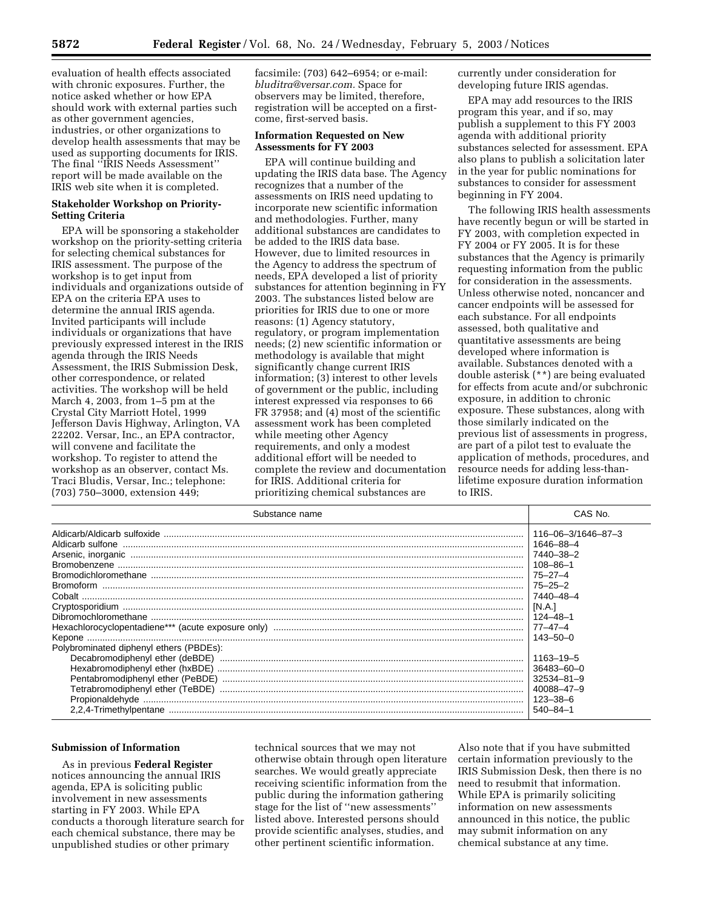evaluation of health effects associated with chronic exposures. Further, the notice asked whether or how EPA should work with external parties such as other government agencies, industries, or other organizations to develop health assessments that may be used as supporting documents for IRIS. The final ''IRIS Needs Assessment'' report will be made available on the IRIS web site when it is completed.

### Stakeholder Workshop on Priority-Setting Criteria

EPA will be sponsoring a stakeholder workshop on the priority-setting criteria for selecting chemical substances for IRIS assessment. The purpose of the workshop is to get input from individuals and organizations outside of EPA on the criteria EPA uses to determine the annual IRIS agenda. Invited participants will include individuals or organizations that have previously expressed interest in the IRIS agenda through the IRIS Needs Assessment, the IRIS Submission Desk, other correspondence, or related activities. The workshop will be held March 4, 2003, from 1–5 pm at the Crystal City Marriott Hotel, 1999 Jefferson Davis Highway, Arlington, VA 22202. Versar, Inc., an EPA contractor, will convene and facilitate the workshop. To register to attend the workshop as an observer, contact Ms. Traci Bludis, Versar, Inc.; telephone: (703) 750–3000, extension 449; facsimile: (703) 642–6954; or e-mail: *bluditra@versar.com.* Space for observers may be limited, therefore, registration will be accepted on a first-come, first-served basis.

### Information Requested on New Assessments for FY 2003

EPA will continue building and updating the IRIS data base. The Agency recognizes that a number of the assessments on IRIS need updating to incorporate new scientific information and methodologies. Further, many additional substances are candidates to be added to the IRIS data base. However, due to limited resources in the Agency to address the spectrum of needs, EPA developed a list of priority substances for attention beginning in FY 2003. The substances listed below are priorities for IRIS due to one or more reasons: (1) Agency statutory, regulatory, or program implementation needs; (2) new scientific information or methodology is available that might significantly change current IRIS information; (3) interest to other levels of government or the public, including interest expressed via responses to 66 FR 37958; and (4) most of the scientific assessment work has been completed while meeting other Agency requirements, and only a modest additional effort will be needed to complete the review and documentation for IRIS. Additional criteria for prioritizing chemical substances are currently under consideration for developing future IRIS agendas.

EPA may add resources to the IRIS program this year, and if so, may publish a supplement to this FY 2003 agenda with additional priority substances selected for assessment. EPA also plans to publish a solicitation later in the year for public nominations for substances to consider for assessment beginning in FY 2004.

The following IRIS health assessments have recently begun or will be started in FY 2003, with completion expected in FY 2004 or FY 2005. It is for these substances that the Agency is primarily requesting information from the public for consideration in the assessments. Unless otherwise noted, noncancer and cancer endpoints will be assessed for each substance. For all endpoints assessed, both qualitative and quantitative assessments are being developed where information is available. Substances denoted with a double asterisk (**) are being evaluated for effects from acute and/or subchronic exposure, in addition to chronic exposure. These substances, along with those similarly indicated on the previous list of assessments in progress, are part of a pilot test to evaluate the application of methods, procedures, and resource needs for adding less-than-lifetime exposure duration information to IRIS.

| Substance name | CAS No. |
|---|---|
| Aldicarb/Aldicarb sulfoxide | 116–06–3/1646–87–3 |
| Aldicarb sulfone | 1646–88–4 |
| Arsenic, inorganic | 7440–38–2 |
| Bromobenzene | 108–86–1 |
| Bromodichloromethane | 75–27–4 |
| Bromoform | 75–25–2 |
| Cobalt | 7440–48–4 |
| Cryptosporidium | [N.A.] |
| Dibromochloromethane | 124–48–1 |
| Hexachlorocyclopentadiene*** (acute exposure only) | 77–47–4 |
| Kepone | 143–50–0 |
| Polybrominated diphenyl ethers (PBDEs): | |
| Decabromodiphenyl ether (deBDE) | 1163–19–5 |
| Hexabromodiphenyl ether (hxBDE) | 36483–60–0 |
| Pentabromodiphenyl ether (PeBDE) | 32534–81–9 |
| Tetrabromodiphenyl ether (TeBDE) | 40088–47–9 |
| Propionaldehyde | 123–38–6 |
| 2,2,4-Trimethylpentane | 540–84–1 |

### Submission of Information

As in previous **Federal Register** notices announcing the annual IRIS agenda, EPA is soliciting public involvement in new assessments starting in FY 2003. While EPA conducts a thorough literature search for each chemical substance, there may be unpublished studies or other primary technical sources that we may not otherwise obtain through open literature searches. We would greatly appreciate receiving scientific information from the public during the information gathering stage for the list of ''new assessments'' listed above. Interested persons should provide scientific analyses, studies, and other pertinent scientific information. Also note that if you have submitted certain information previously to the IRIS Submission Desk, then there is no need to resubmit that information. While EPA is primarily soliciting information on new assessments announced in this notice, the public may submit information on any chemical substance at any time.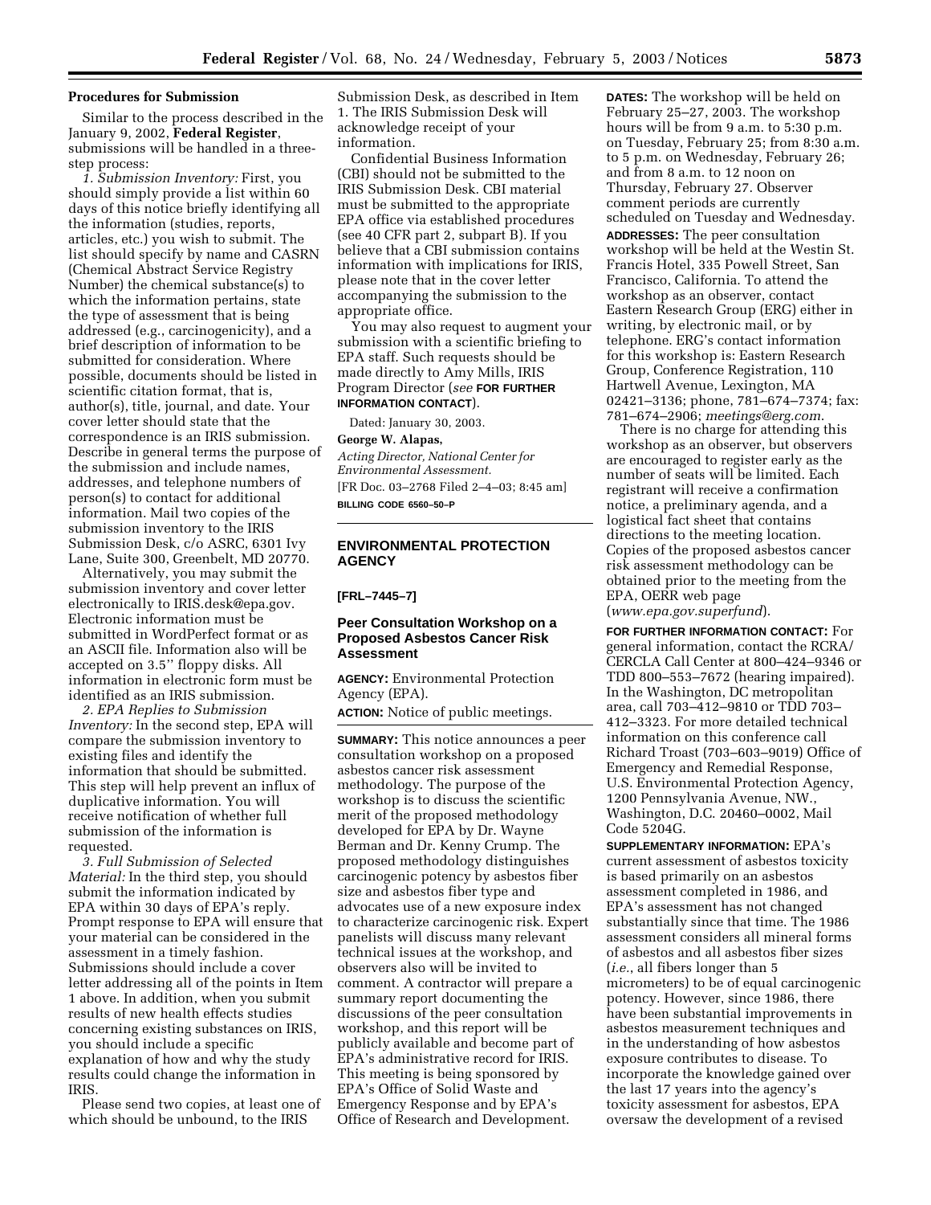### Procedures for Submission

Similar to the process described in the January 9, 2002, **Federal Register**, submissions will be handled in a three-step process:

*1. Submission Inventory:* First, you should simply provide a list within 60 days of this notice briefly identifying all the information (studies, reports, articles, etc.) you wish to submit. The list should specify by name and CASRN (Chemical Abstract Service Registry Number) the chemical substance(s) to which the information pertains, state the type of assessment that is being addressed (e.g., carcinogenicity), and a brief description of information to be submitted for consideration. Where possible, documents should be listed in scientific citation format, that is, author(s), title, journal, and date. Your cover letter should state that the correspondence is an IRIS submission. Describe in general terms the purpose of the submission and include names, addresses, and telephone numbers of person(s) to contact for additional information. Mail two copies of the submission inventory to the IRIS Submission Desk, c/o ASRC, 6301 Ivy Lane, Suite 300, Greenbelt, MD 20770.

Alternatively, you may submit the submission inventory and cover letter electronically to IRIS.desk@epa.gov. Electronic information must be submitted in WordPerfect format or as an ASCII file. Information also will be accepted on 3.5'' floppy disks. All information in electronic form must be identified as an IRIS submission.

*2. EPA Replies to Submission Inventory:* In the second step, EPA will compare the submission inventory to existing files and identify the information that should be submitted. This step will help prevent an influx of duplicative information. You will receive notification of whether full submission of the information is requested.

*3. Full Submission of Selected Material:* In the third step, you should submit the information indicated by EPA within 30 days of EPA's reply. Prompt response to EPA will ensure that your material can be considered in the assessment in a timely fashion. Submissions should include a cover letter addressing all of the points in Item 1 above. In addition, when you submit results of new health effects studies concerning existing substances on IRIS, you should include a specific explanation of how and why the study results could change the information in IRIS.

Please send two copies, at least one of which should be unbound, to the IRIS Submission Desk, as described in Item 1. The IRIS Submission Desk will acknowledge receipt of your information.

Confidential Business Information (CBI) should not be submitted to the IRIS Submission Desk. CBI material must be submitted to the appropriate EPA office via established procedures (see 40 CFR part 2, subpart B). If you believe that a CBI submission contains information with implications for IRIS, please note that in the cover letter accompanying the submission to the appropriate office.

You may also request to augment your submission with a scientific briefing to EPA staff. Such requests should be made directly to Amy Mills, IRIS Program Director (*see* **FOR FURTHER INFORMATION CONTACT**).

Dated: January 30, 2003.

**George W. Alapas,**

*Acting Director, National Center for Environmental Assessment.*

[FR Doc. 03–2768 Filed 2–4–03; 8:45 am]

**BILLING CODE 6560–50–P**

## ENVIRONMENTAL PROTECTION AGENCY

**[FRL–7445–7]**

### Peer Consultation Workshop on a Proposed Asbestos Cancer Risk Assessment

**AGENCY:** Environmental Protection Agency (EPA).

**ACTION:** Notice of public meetings.

**SUMMARY:** This notice announces a peer consultation workshop on a proposed asbestos cancer risk assessment methodology. The purpose of the workshop is to discuss the scientific merit of the proposed methodology developed for EPA by Dr. Wayne Berman and Dr. Kenny Crump. The proposed methodology distinguishes carcinogenic potency by asbestos fiber size and asbestos fiber type and advocates use of a new exposure index to characterize carcinogenic risk. Expert panelists will discuss many relevant technical issues at the workshop, and observers also will be invited to comment. A contractor will prepare a summary report documenting the discussions of the peer consultation workshop, and this report will be publicly available and become part of EPA's administrative record for IRIS. This meeting is being sponsored by EPA's Office of Solid Waste and Emergency Response and by EPA's Office of Research and Development.

**DATES:** The workshop will be held on February 25–27, 2003. The workshop hours will be from 9 a.m. to 5:30 p.m. on Tuesday, February 25; from 8:30 a.m. to 5 p.m. on Wednesday, February 26; and from 8 a.m. to 12 noon on Thursday, February 27. Observer comment periods are currently scheduled on Tuesday and Wednesday.

**ADDRESSES:** The peer consultation workshop will be held at the Westin St. Francis Hotel, 335 Powell Street, San Francisco, California. To attend the workshop as an observer, contact Eastern Research Group (ERG) either in writing, by electronic mail, or by telephone. ERG's contact information for this workshop is: Eastern Research Group, Conference Registration, 110 Hartwell Avenue, Lexington, MA 02421–3136; phone, 781–674–7374; fax: 781–674–2906; *meetings@erg.com*.

There is no charge for attending this workshop as an observer, but observers are encouraged to register early as the number of seats will be limited. Each registrant will receive a confirmation notice, a preliminary agenda, and a logistical fact sheet that contains directions to the meeting location. Copies of the proposed asbestos cancer risk assessment methodology can be obtained prior to the meeting from the EPA, OERR web page (*www.epa.gov.superfund*).

**FOR FURTHER INFORMATION CONTACT:** For general information, contact the RCRA/CERCLA Call Center at 800–424–9346 or TDD 800–553–7672 (hearing impaired). In the Washington, DC metropolitan area, call 703–412–9810 or TDD 703–412–3323. For more detailed technical information on this conference call Richard Troast (703–603–9019) Office of Emergency and Remedial Response, U.S. Environmental Protection Agency, 1200 Pennsylvania Avenue, NW., Washington, D.C. 20460–0002, Mail Code 5204G.

**SUPPLEMENTARY INFORMATION:** EPA's current assessment of asbestos toxicity is based primarily on an asbestos assessment completed in 1986, and EPA's assessment has not changed substantially since that time. The 1986 assessment considers all mineral forms of asbestos and all asbestos fiber sizes (*i.e.*, all fibers longer than 5 micrometers) to be of equal carcinogenic potency. However, since 1986, there have been substantial improvements in asbestos measurement techniques and in the understanding of how asbestos exposure contributes to disease. To incorporate the knowledge gained over the last 17 years into the agency's toxicity assessment for asbestos, EPA oversaw the development of a revised